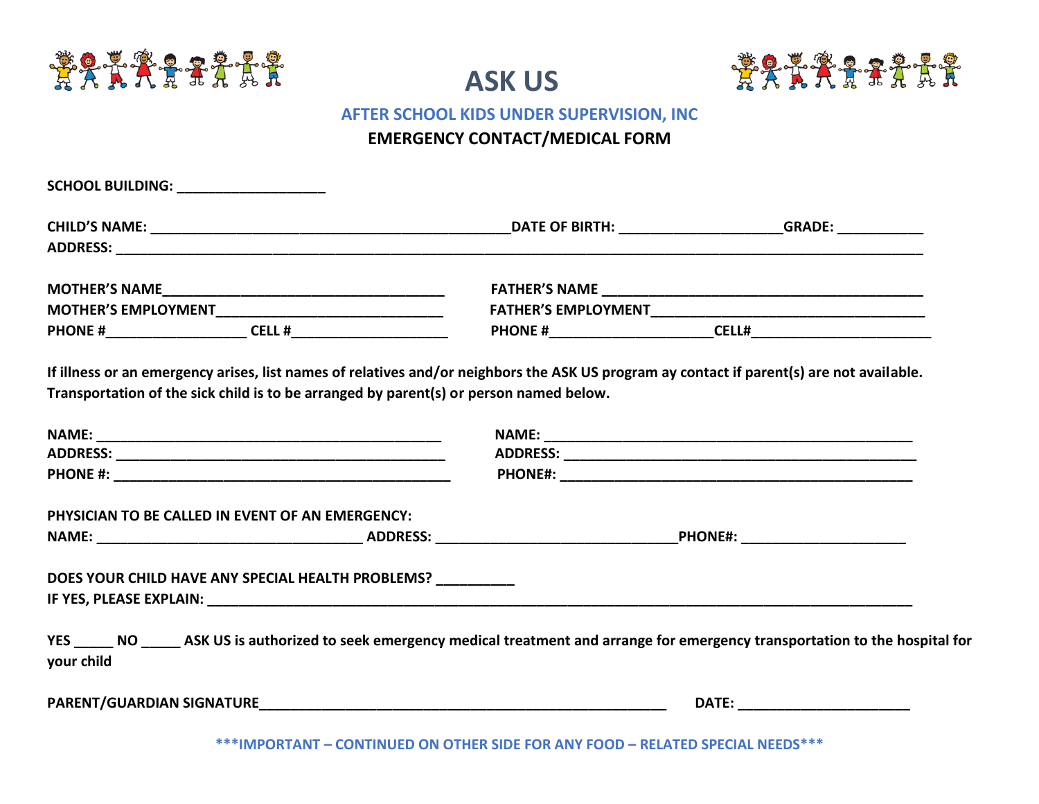# ASK US

## AFTER SCHOOL KIDS UNDER SUPERVISION, INC

## EMERGENCY CONTACT/MEDICAL FORM

**SCHOOL BUILDING:** ___________________

**CHILD'S NAME:** _______________________________________________ **DATE OF BIRTH:** _____________________ **GRADE:** ___________

**ADDRESS:** ______________________________________________________________________________________________________

**MOTHER'S NAME**_____________________________________ **FATHER'S NAME** __________________________________________

**MOTHER'S EMPLOYMENT**______________________________ **FATHER'S EMPLOYMENT**____________________________________

**PHONE #**__________________ **CELL #**____________________ **PHONE #**_____________________ **CELL#**_______________________

**If illness or an emergency arises, list names of relatives and/or neighbors the ASK US program ay contact if parent(s) are not available. Transportation of the sick child is to be arranged by parent(s) or person named below.**

**NAME:** _____________________________________________ **NAME:** _________________________________________________

**ADDRESS:** __________________________________________ **ADDRESS:** ______________________________________________

**PHONE #:** ___________________________________________ **PHONE#:** _______________________________________________

**PHYSICIAN TO BE CALLED IN EVENT OF AN EMERGENCY:**

**NAME:** ___________________________________ **ADDRESS:** ________________________________ **PHONE#:** _____________________

**DOES YOUR CHILD HAVE ANY SPECIAL HEALTH PROBLEMS?** __________

**IF YES, PLEASE EXPLAIN:** __________________________________________________________________________________________

**YES _____ NO _____ ASK US is authorized to seek emergency medical treatment and arrange for emergency transportation to the hospital for your child**

**PARENT/GUARDIAN SIGNATURE**______________________________________________________ **DATE:** ______________________

**\*\*\*IMPORTANT – CONTINUED ON OTHER SIDE FOR ANY FOOD – RELATED SPECIAL NEEDS\*\*\***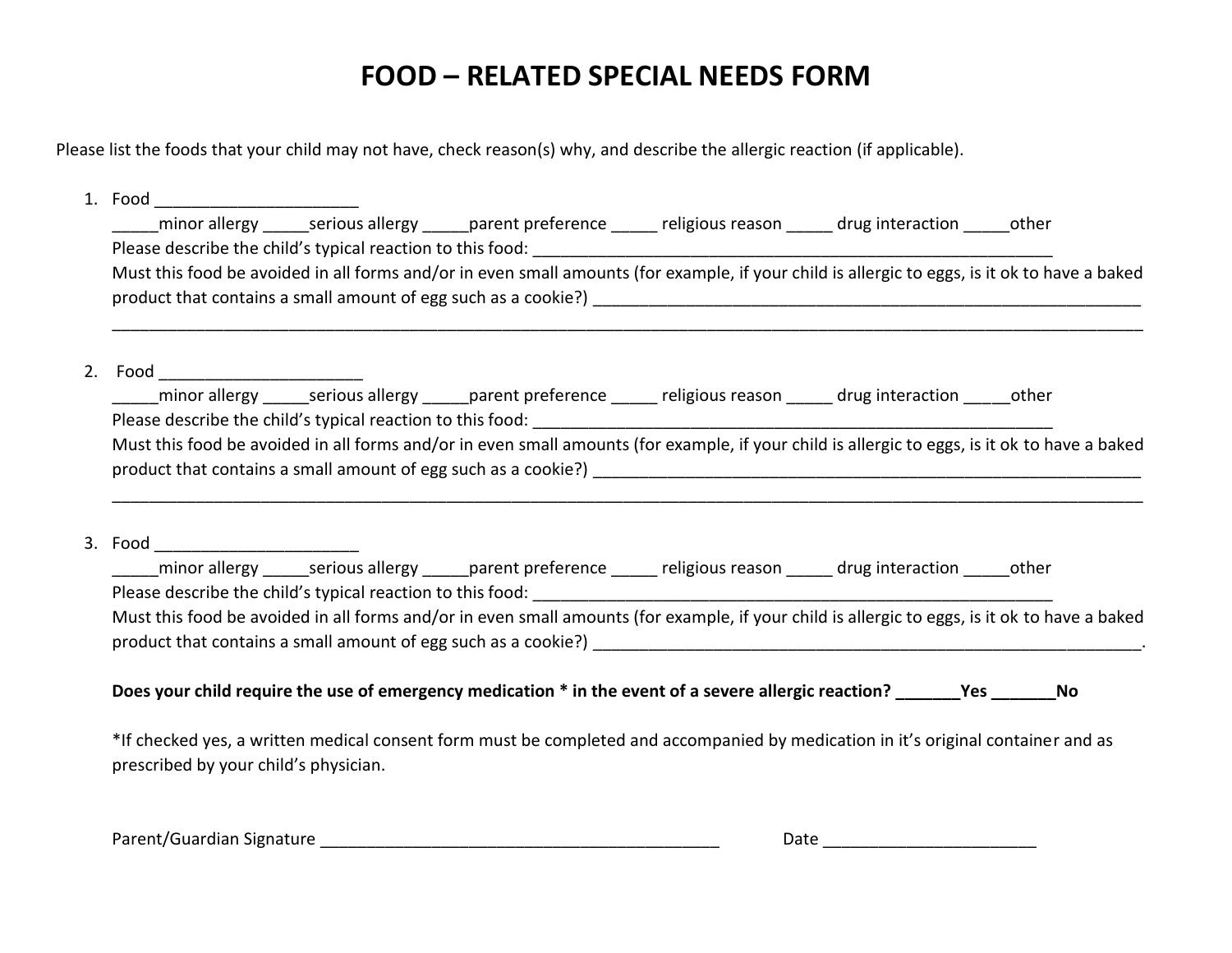# FOOD – RELATED SPECIAL NEEDS FORM

Please list the foods that your child may not have, check reason(s) why, and describe the allergic reaction (if applicable).

1. Food ______________________
   _____minor allergy _____serious allergy _____parent preference _____ religious reason _____ drug interaction _____other
   Please describe the child's typical reaction to this food: ________________________________________________________
   Must this food be avoided in all forms and/or in even small amounts (for example, if your child is allergic to eggs, is it ok to have a baked product that contains a small amount of egg such as a cookie?) ________________________________________________________
   ____________________________________________________________________________________________________________

2. Food ______________________
   _____minor allergy _____serious allergy _____parent preference _____ religious reason _____ drug interaction _____other
   Please describe the child's typical reaction to this food: ________________________________________________________
   Must this food be avoided in all forms and/or in even small amounts (for example, if your child is allergic to eggs, is it ok to have a baked product that contains a small amount of egg such as a cookie?) ________________________________________________________
   ____________________________________________________________________________________________________________

3. Food ______________________
   _____minor allergy _____serious allergy _____parent preference _____ religious reason _____ drug interaction _____other
   Please describe the child's typical reaction to this food: ________________________________________________________
   Must this food be avoided in all forms and/or in even small amounts (for example, if your child is allergic to eggs, is it ok to have a baked product that contains a small amount of egg such as a cookie?) ________________________________________________________.

**Does your child require the use of emergency medication * in the event of a severe allergic reaction? _______Yes _______No**

*If checked yes, a written medical consent form must be completed and accompanied by medication in it's original container and as prescribed by your child's physician.

Parent/Guardian Signature ____________________________________________ Date _______________________